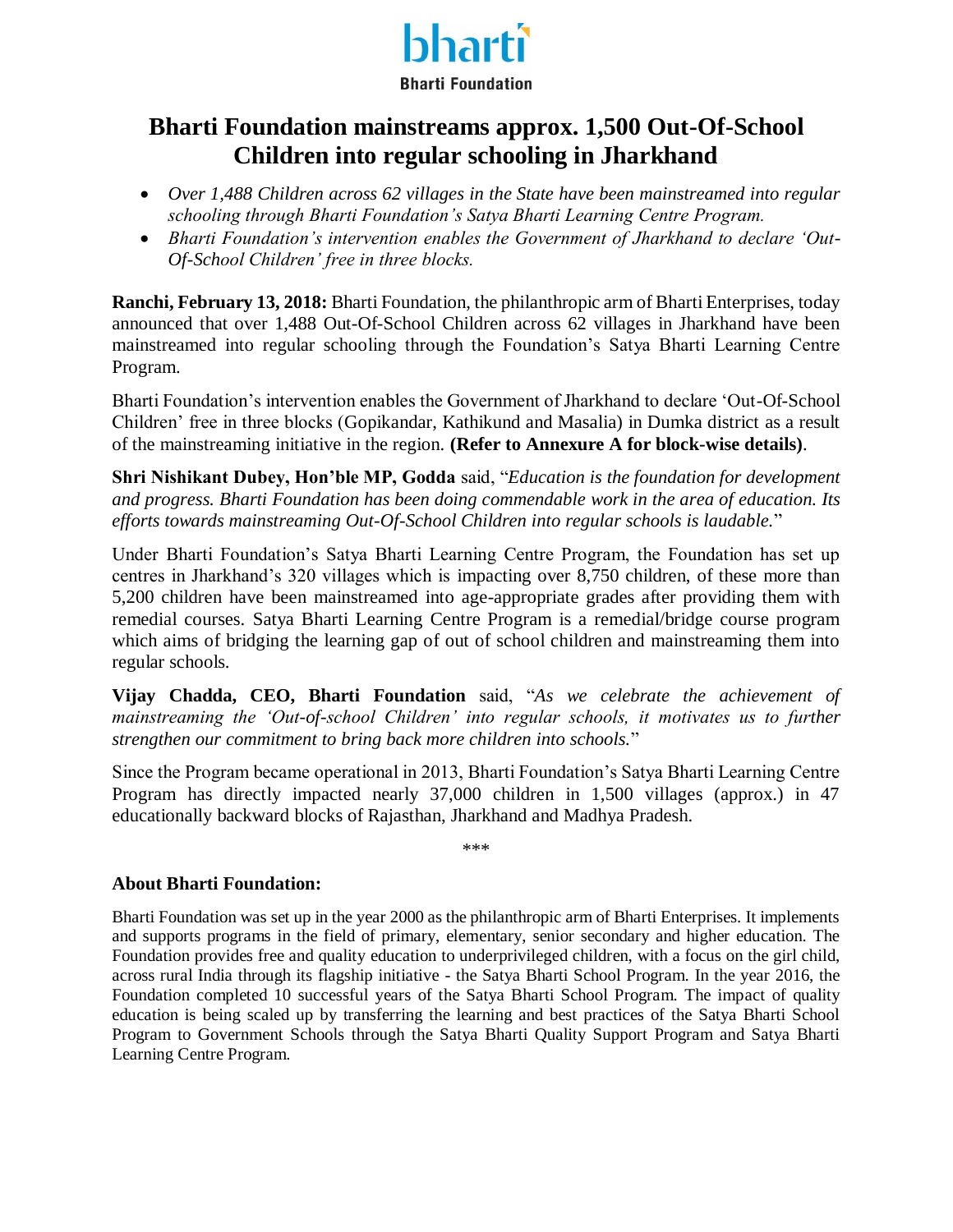bharti

Bharti Foundation

# Bharti Foundation mainstreams approx. 1,500 Out-Of-School Children into regular schooling in Jharkhand

- *Over 1,488 Children across 62 villages in the State have been mainstreamed into regular schooling through Bharti Foundation's Satya Bharti Learning Centre Program.*
- *Bharti Foundation's intervention enables the Government of Jharkhand to declare 'Out-Of-School Children' free in three blocks.*

**Ranchi, February 13, 2018:** Bharti Foundation, the philanthropic arm of Bharti Enterprises, today announced that over 1,488 Out-Of-School Children across 62 villages in Jharkhand have been mainstreamed into regular schooling through the Foundation's Satya Bharti Learning Centre Program.

Bharti Foundation's intervention enables the Government of Jharkhand to declare 'Out-Of-School Children' free in three blocks (Gopikandar, Kathikund and Masalia) in Dumka district as a result of the mainstreaming initiative in the region. **(Refer to Annexure A for block-wise details)**.

**Shri Nishikant Dubey, Hon'ble MP, Godda** said, "*Education is the foundation for development and progress. Bharti Foundation has been doing commendable work in the area of education. Its efforts towards mainstreaming Out-Of-School Children into regular schools is laudable.*"

Under Bharti Foundation's Satya Bharti Learning Centre Program, the Foundation has set up centres in Jharkhand's 320 villages which is impacting over 8,750 children, of these more than 5,200 children have been mainstreamed into age-appropriate grades after providing them with remedial courses. Satya Bharti Learning Centre Program is a remedial/bridge course program which aims of bridging the learning gap of out of school children and mainstreaming them into regular schools.

**Vijay Chadda, CEO, Bharti Foundation** said, "*As we celebrate the achievement of mainstreaming the 'Out-of-school Children' into regular schools, it motivates us to further strengthen our commitment to bring back more children into schools.*"

Since the Program became operational in 2013, Bharti Foundation's Satya Bharti Learning Centre Program has directly impacted nearly 37,000 children in 1,500 villages (approx.) in 47 educationally backward blocks of Rajasthan, Jharkhand and Madhya Pradesh.

***

### About Bharti Foundation:

Bharti Foundation was set up in the year 2000 as the philanthropic arm of Bharti Enterprises. It implements and supports programs in the field of primary, elementary, senior secondary and higher education. The Foundation provides free and quality education to underprivileged children, with a focus on the girl child, across rural India through its flagship initiative - the Satya Bharti School Program. In the year 2016, the Foundation completed 10 successful years of the Satya Bharti School Program. The impact of quality education is being scaled up by transferring the learning and best practices of the Satya Bharti School Program to Government Schools through the Satya Bharti Quality Support Program and Satya Bharti Learning Centre Program.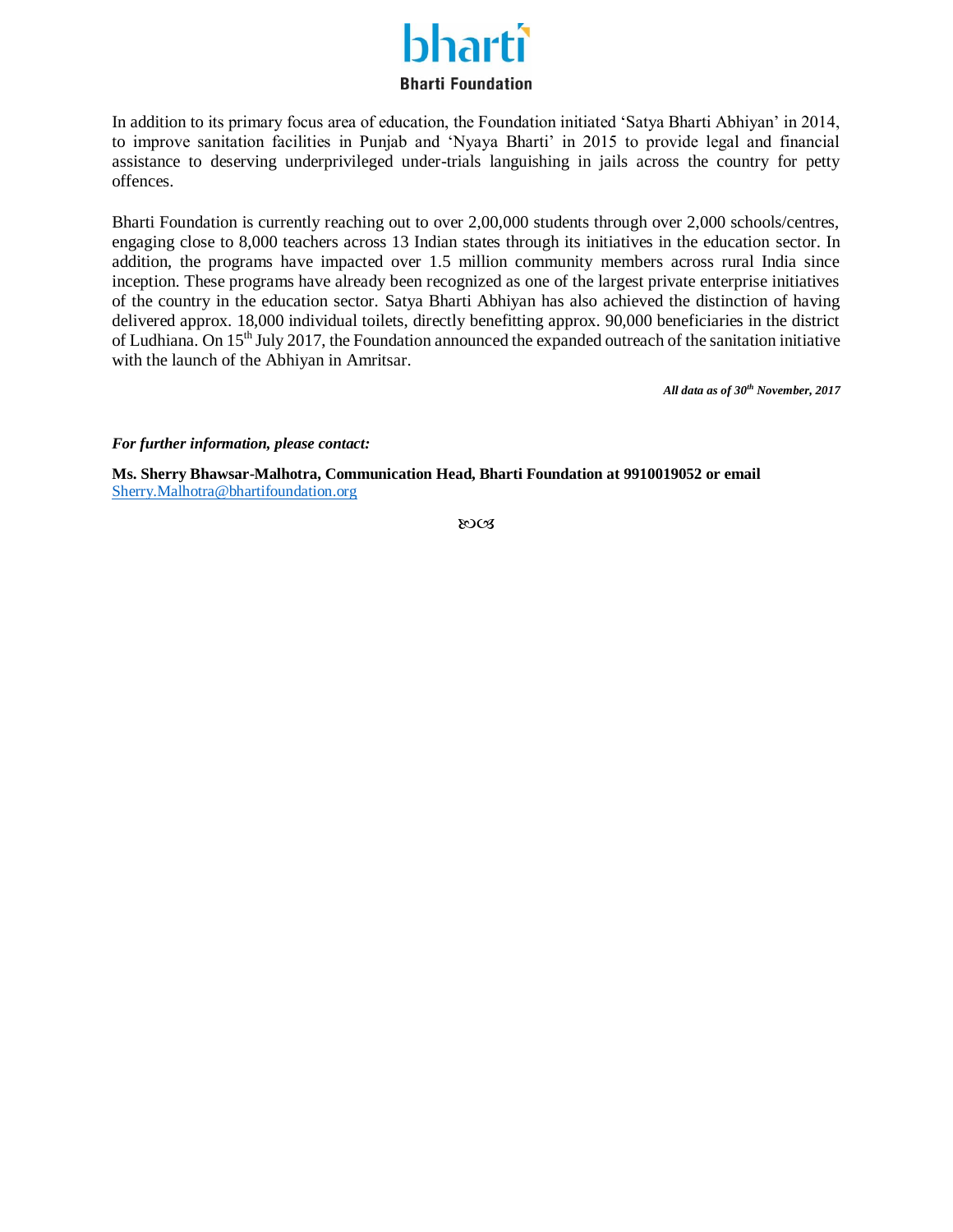In addition to its primary focus area of education, the Foundation initiated 'Satya Bharti Abhiyan' in 2014, to improve sanitation facilities in Punjab and 'Nyaya Bharti' in 2015 to provide legal and financial assistance to deserving underprivileged under-trials languishing in jails across the country for petty offences.

Bharti Foundation is currently reaching out to over 2,00,000 students through over 2,000 schools/centres, engaging close to 8,000 teachers across 13 Indian states through its initiatives in the education sector. In addition, the programs have impacted over 1.5 million community members across rural India since inception. These programs have already been recognized as one of the largest private enterprise initiatives of the country in the education sector. Satya Bharti Abhiyan has also achieved the distinction of having delivered approx. 18,000 individual toilets, directly benefitting approx. 90,000 beneficiaries in the district of Ludhiana. On 15th July 2017, the Foundation announced the expanded outreach of the sanitation initiative with the launch of the Abhiyan in Amritsar.

***All data as of 30th November, 2017***

***For further information, please contact:***

**Ms. Sherry Bhawsar-Malhotra, Communication Head, Bharti Foundation at 9910019052 or email** Sherry.Malhotra@bhartifoundation.org

ꟻꟻ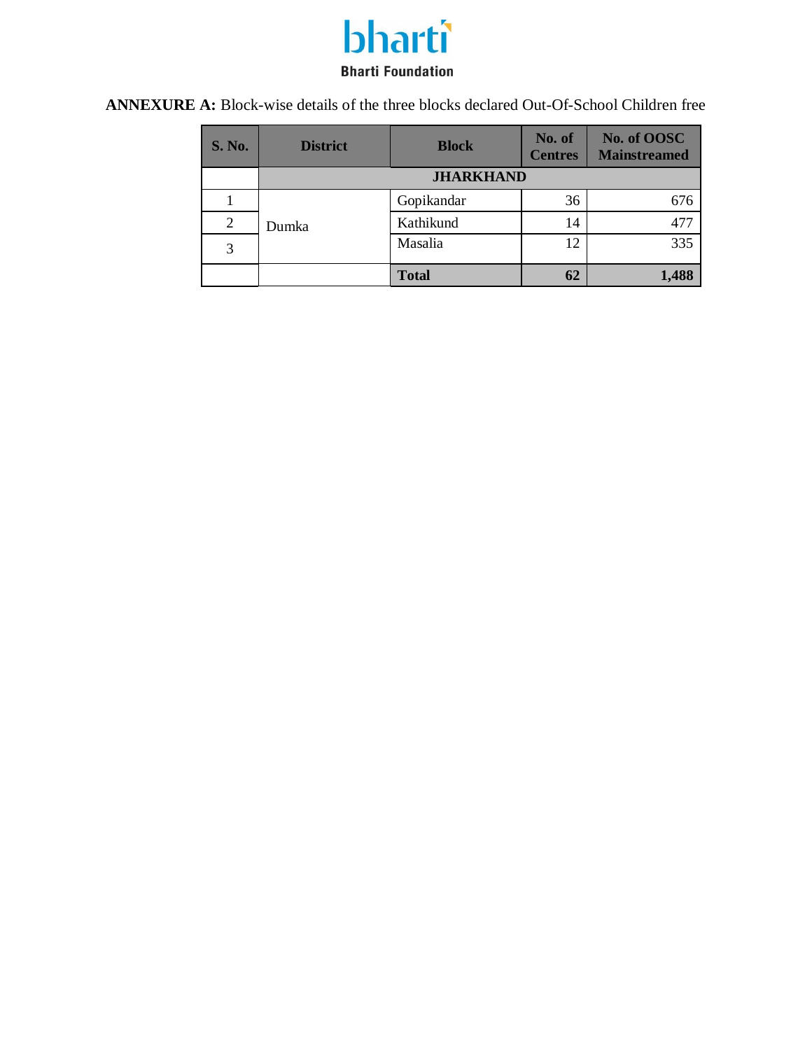**ANNEXURE A:** Block-wise details of the three blocks declared Out-Of-School Children free

| S. No. | District | Block | No. of Centres | No. of OOSC Mainstreamed |
|---|---|---|---|---|
| | **JHARKHAND** | | | |
| 1 | Dumka | Gopikandar | 36 | 676 |
| 2 | | Kathikund | 14 | 477 |
| 3 | | Masalia | 12 | 335 |
| | | **Total** | **62** | **1,488** |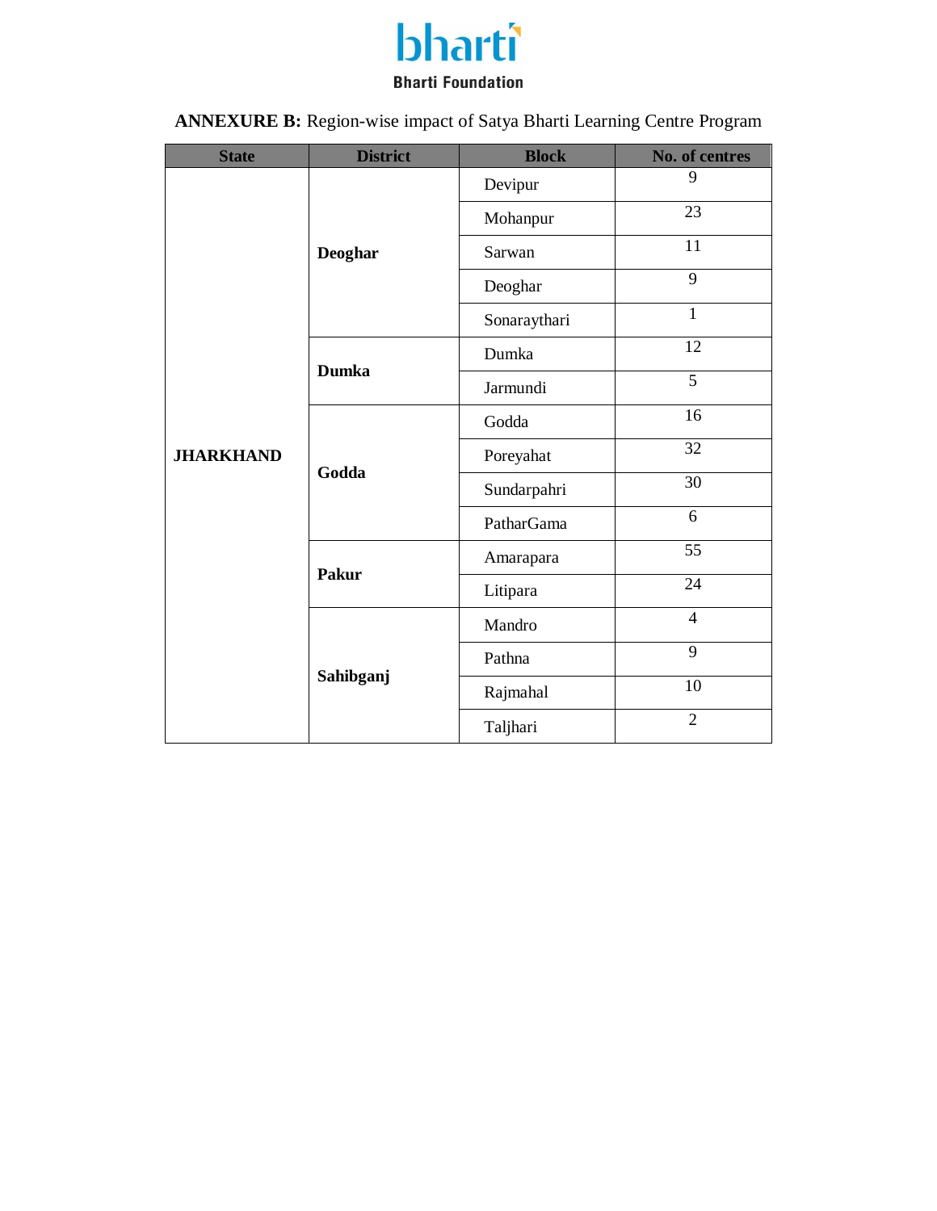**Bharti Foundation**

**ANNEXURE B:** Region-wise impact of Satya Bharti Learning Centre Program

| State | District | Block | No. of centres |
|---|---|---|---|
| **JHARKHAND** | **Deoghar** | Devipur | 9 |
| | | Mohanpur | 23 |
| | | Sarwan | 11 |
| | | Deoghar | 9 |
| | | Sonaraythari | 1 |
| | **Dumka** | Dumka | 12 |
| | | Jarmundi | 5 |
| | **Godda** | Godda | 16 |
| | | Poreyahat | 32 |
| | | Sundarpahri | 30 |
| | | PatharGama | 6 |
| | **Pakur** | Amarapara | 55 |
| | | Litipara | 24 |
| | **Sahibganj** | Mandro | 4 |
| | | Pathna | 9 |
| | | Rajmahal | 10 |
| | | Taljhari | 2 |